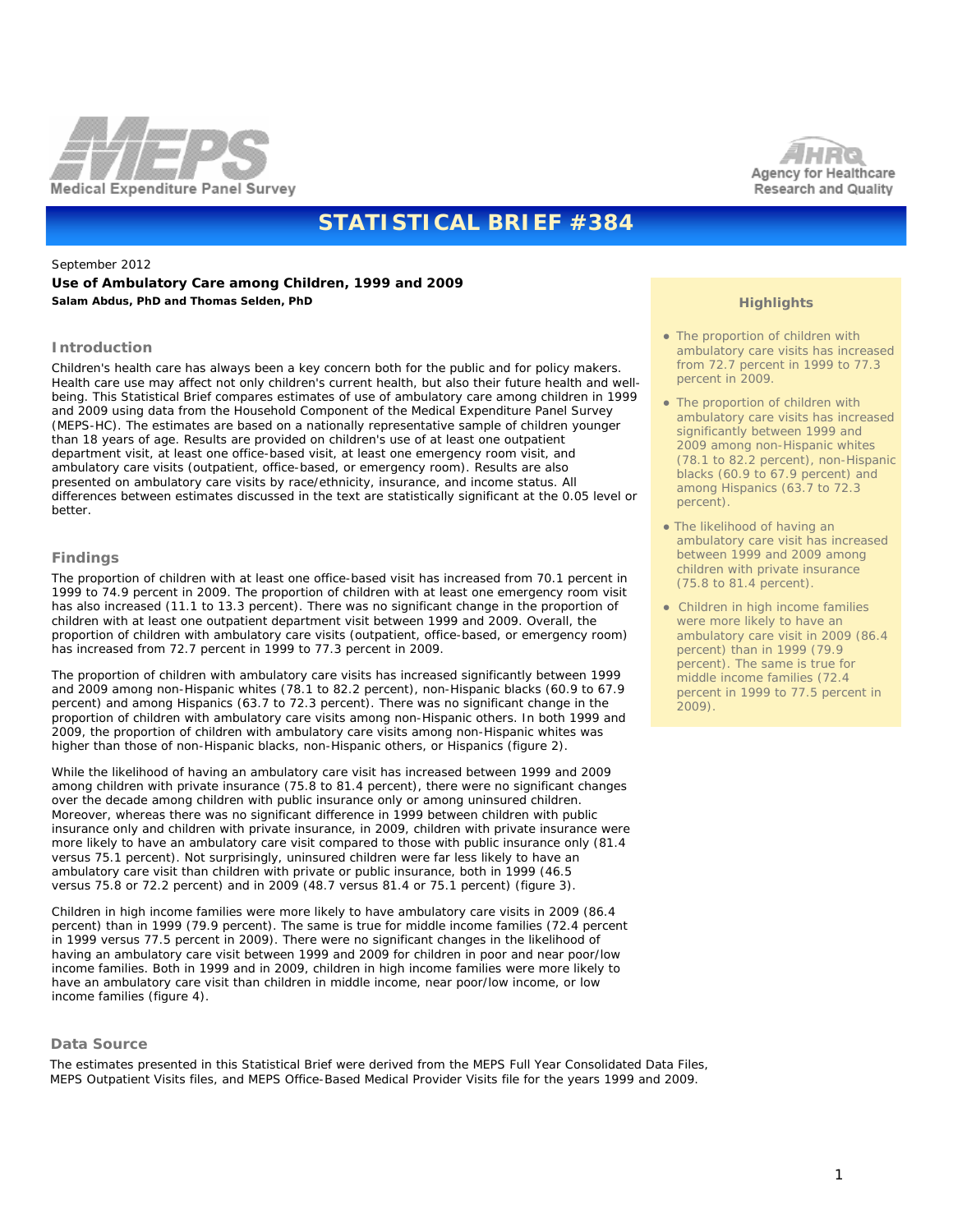# STATISTICAL BRIEF #384

September 2012

**Use of Ambulatory Care among Children, 1999 and 2009**

**Salam Abdus, PhD and Thomas Selden, PhD**

## Introduction

Children's health care has always been a key concern both for the public and for policy makers. Health care use may affect not only children's current health, but also their future health and well-being. This Statistical Brief compares estimates of use of ambulatory care among children in 1999 and 2009 using data from the Household Component of the Medical Expenditure Panel Survey (MEPS-HC). The estimates are based on a nationally representative sample of children younger than 18 years of age. Results are provided on children's use of at least one outpatient department visit, at least one office-based visit, at least one emergency room visit, and ambulatory care visits (outpatient, office-based, or emergency room). Results are also presented on ambulatory care visits by race/ethnicity, insurance, and income status. All differences between estimates discussed in the text are statistically significant at the 0.05 level or better.

## Findings

The proportion of children with at least one office-based visit has increased from 70.1 percent in 1999 to 74.9 percent in 2009. The proportion of children with at least one emergency room visit has also increased (11.1 to 13.3 percent). There was no significant change in the proportion of children with at least one outpatient department visit between 1999 and 2009. Overall, the proportion of children with ambulatory care visits (outpatient, office-based, or emergency room) has increased from 72.7 percent in 1999 to 77.3 percent in 2009.

The proportion of children with ambulatory care visits has increased significantly between 1999 and 2009 among non-Hispanic whites (78.1 to 82.2 percent), non-Hispanic blacks (60.9 to 67.9 percent) and among Hispanics (63.7 to 72.3 percent). There was no significant change in the proportion of children with ambulatory care visits among non-Hispanic others. In both 1999 and 2009, the proportion of children with ambulatory care visits among non-Hispanic whites was higher than those of non-Hispanic blacks, non-Hispanic others, or Hispanics (figure 2).

While the likelihood of having an ambulatory care visit has increased between 1999 and 2009 among children with private insurance (75.8 to 81.4 percent), there were no significant changes over the decade among children with public insurance only or among uninsured children. Moreover, whereas there was no significant difference in 1999 between children with public insurance only and children with private insurance, in 2009, children with private insurance were more likely to have an ambulatory care visit compared to those with public insurance only (81.4 versus 75.1 percent). Not surprisingly, uninsured children were far less likely to have an ambulatory care visit than children with private or public insurance, both in 1999 (46.5 versus 75.8 or 72.2 percent) and in 2009 (48.7 versus 81.4 or 75.1 percent) (figure 3).

Children in high income families were more likely to have ambulatory care visits in 2009 (86.4 percent) than in 1999 (79.9 percent). The same is true for middle income families (72.4 percent in 1999 versus 77.5 percent in 2009). There were no significant changes in the likelihood of having an ambulatory care visit between 1999 and 2009 for children in poor and near poor/low income families. Both in 1999 and in 2009, children in high income families were more likely to have an ambulatory care visit than children in middle income, near poor/low income, or low income families (figure 4).

### Highlights

- The proportion of children with ambulatory care visits has increased from 72.7 percent in 1999 to 77.3 percent in 2009.
- The proportion of children with ambulatory care visits has increased significantly between 1999 and 2009 among non-Hispanic whites (78.1 to 82.2 percent), non-Hispanic blacks (60.9 to 67.9 percent) and among Hispanics (63.7 to 72.3 percent).
- The likelihood of having an ambulatory care visit has increased between 1999 and 2009 among children with private insurance (75.8 to 81.4 percent).
- Children in high income families were more likely to have an ambulatory care visit in 2009 (86.4 percent) than in 1999 (79.9 percent). The same is true for middle income families (72.4 percent in 1999 to 77.5 percent in 2009).

## Data Source

The estimates presented in this Statistical Brief were derived from the MEPS Full Year Consolidated Data Files, MEPS Outpatient Visits files, and MEPS Office-Based Medical Provider Visits file for the years 1999 and 2009.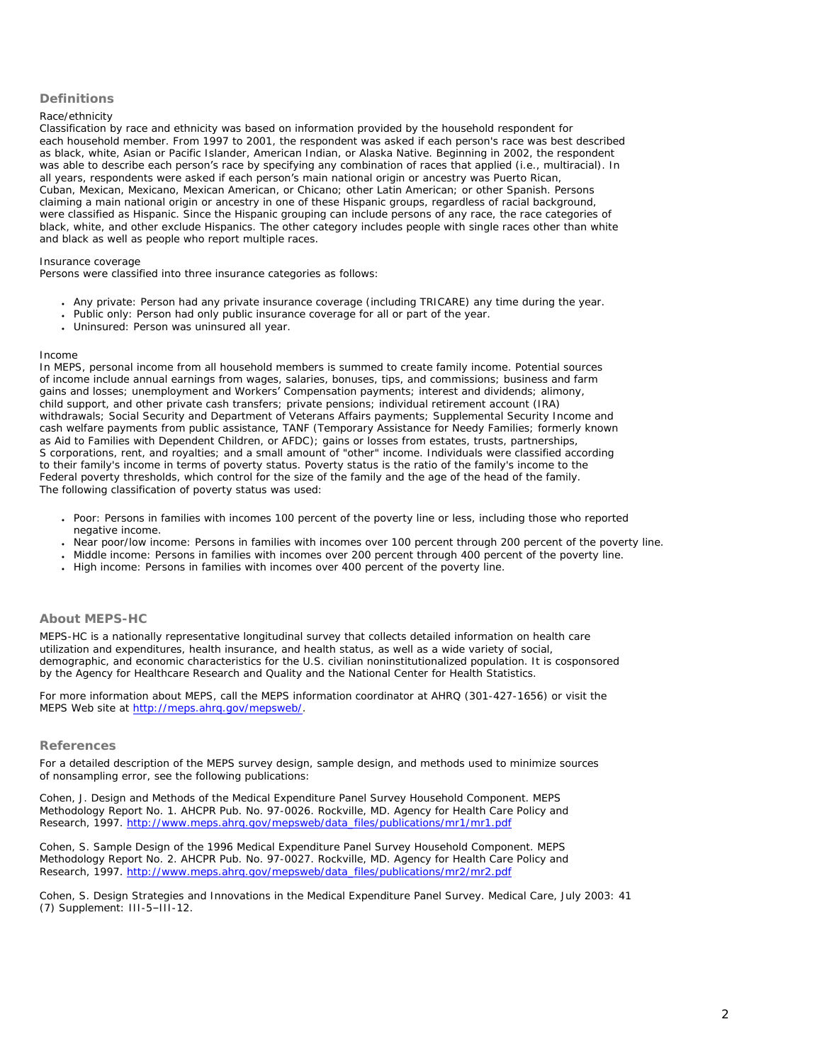## Definitions

Race/ethnicity
Classification by race and ethnicity was based on information provided by the household respondent for each household member. From 1997 to 2001, the respondent was asked if each person's race was best described as black, white, Asian or Pacific Islander, American Indian, or Alaska Native. Beginning in 2002, the respondent was able to describe each person's race by specifying any combination of races that applied (i.e., multiracial). In all years, respondents were asked if each person's main national origin or ancestry was Puerto Rican, Cuban, Mexican, Mexicano, Mexican American, or Chicano; other Latin American; or other Spanish. Persons claiming a main national origin or ancestry in one of these Hispanic groups, regardless of racial background, were classified as Hispanic. Since the Hispanic grouping can include persons of any race, the race categories of black, white, and other exclude Hispanics. The other category includes people with single races other than white and black as well as people who report multiple races.

Insurance coverage
Persons were classified into three insurance categories as follows:

- Any private: Person had any private insurance coverage (including TRICARE) any time during the year.
- Public only: Person had only public insurance coverage for all or part of the year.
- Uninsured: Person was uninsured all year.

Income
In MEPS, personal income from all household members is summed to create family income. Potential sources of income include annual earnings from wages, salaries, bonuses, tips, and commissions; business and farm gains and losses; unemployment and Workers' Compensation payments; interest and dividends; alimony, child support, and other private cash transfers; private pensions; individual retirement account (IRA) withdrawals; Social Security and Department of Veterans Affairs payments; Supplemental Security Income and cash welfare payments from public assistance, TANF (Temporary Assistance for Needy Families; formerly known as Aid to Families with Dependent Children, or AFDC); gains or losses from estates, trusts, partnerships, S corporations, rent, and royalties; and a small amount of "other" income. Individuals were classified according to their family's income in terms of poverty status. Poverty status is the ratio of the family's income to the Federal poverty thresholds, which control for the size of the family and the age of the head of the family. The following classification of poverty status was used:

- Poor: Persons in families with incomes 100 percent of the poverty line or less, including those who reported negative income.
- Near poor/low income: Persons in families with incomes over 100 percent through 200 percent of the poverty line.
- Middle income: Persons in families with incomes over 200 percent through 400 percent of the poverty line.
- High income: Persons in families with incomes over 400 percent of the poverty line.

## About MEPS-HC

MEPS-HC is a nationally representative longitudinal survey that collects detailed information on health care utilization and expenditures, health insurance, and health status, as well as a wide variety of social, demographic, and economic characteristics for the U.S. civilian noninstitutionalized population. It is cosponsored by the Agency for Healthcare Research and Quality and the National Center for Health Statistics.

For more information about MEPS, call the MEPS information coordinator at AHRQ (301-427-1656) or visit the MEPS Web site at http://meps.ahrq.gov/mepsweb/.

## References

For a detailed description of the MEPS survey design, sample design, and methods used to minimize sources of nonsampling error, see the following publications:

Cohen, J. Design and Methods of the Medical Expenditure Panel Survey Household Component. MEPS Methodology Report No. 1. AHCPR Pub. No. 97-0026. Rockville, MD. Agency for Health Care Policy and Research, 1997. http://www.meps.ahrq.gov/mepsweb/data_files/publications/mr1/mr1.pdf

Cohen, S. Sample Design of the 1996 Medical Expenditure Panel Survey Household Component. MEPS Methodology Report No. 2. AHCPR Pub. No. 97-0027. Rockville, MD. Agency for Health Care Policy and Research, 1997. http://www.meps.ahrq.gov/mepsweb/data_files/publications/mr2/mr2.pdf

Cohen, S. Design Strategies and Innovations in the Medical Expenditure Panel Survey. Medical Care, July 2003: 41 (7) Supplement: III-5–III-12.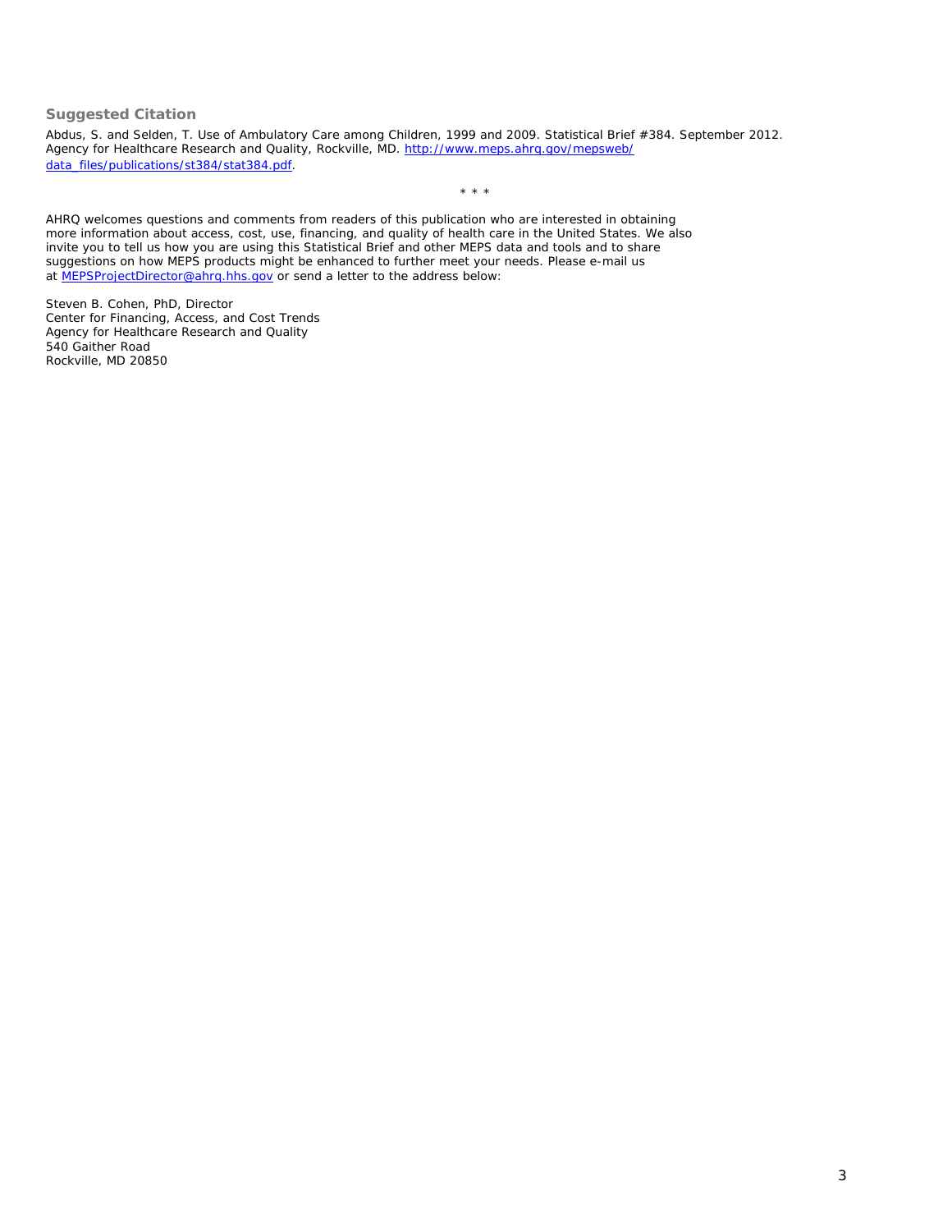### Suggested Citation

Abdus, S. and Selden, T. Use of Ambulatory Care among Children, 1999 and 2009. Statistical Brief #384. September 2012. Agency for Healthcare Research and Quality, Rockville, MD. http://www.meps.ahrq.gov/mepsweb/data_files/publications/st384/stat384.pdf.

\* \* \*

AHRQ welcomes questions and comments from readers of this publication who are interested in obtaining more information about access, cost, use, financing, and quality of health care in the United States. We also invite you to tell us how you are using this Statistical Brief and other MEPS data and tools and to share suggestions on how MEPS products might be enhanced to further meet your needs. Please e-mail us at MEPSProjectDirector@ahrq.hhs.gov or send a letter to the address below:

Steven B. Cohen, PhD, Director
Center for Financing, Access, and Cost Trends
Agency for Healthcare Research and Quality
540 Gaither Road
Rockville, MD 20850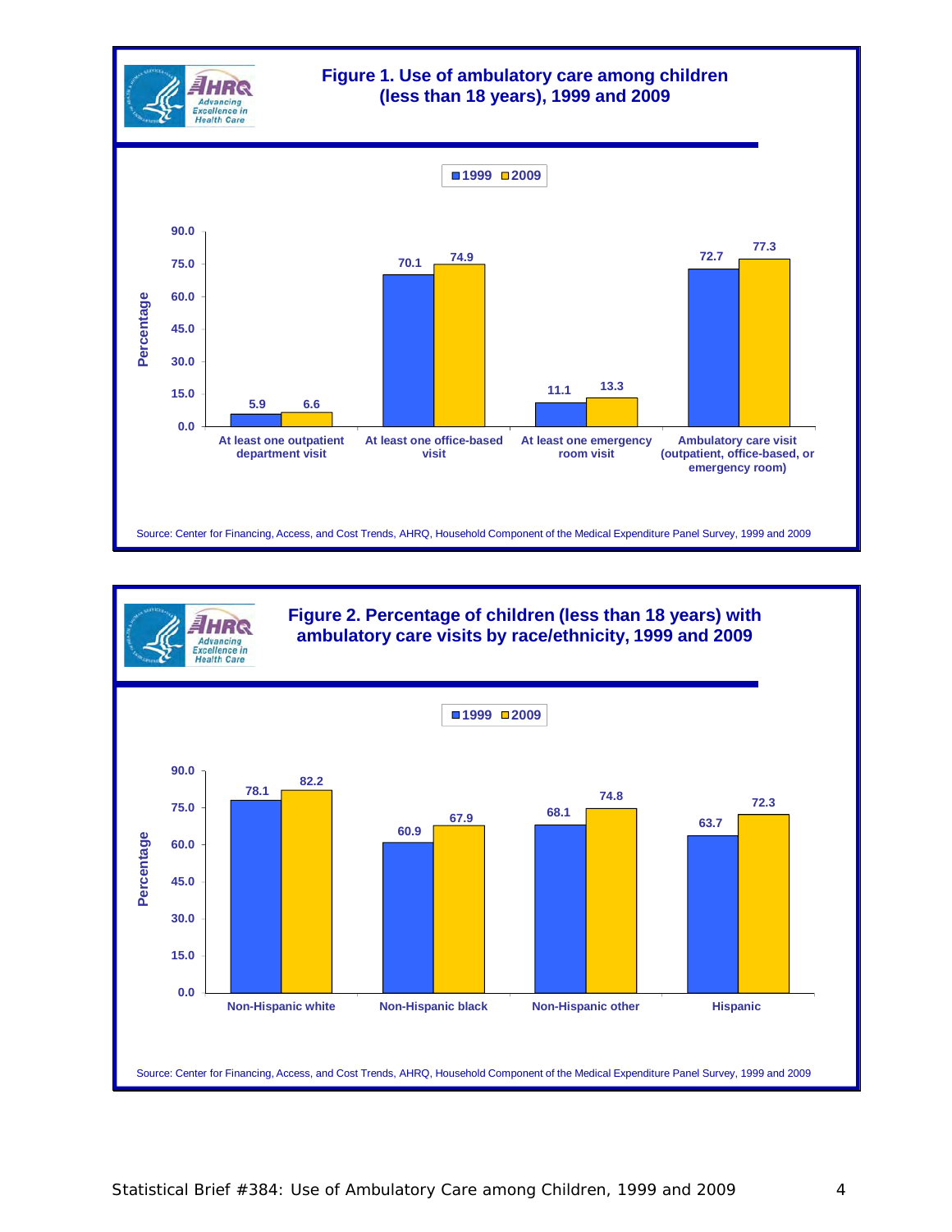## Figure 1. Use of ambulatory care among children (less than 18 years), 1999 and 2009

| | 1999 | 2009 |
|---|---|---|
| At least one outpatient department visit | 5.9 | 6.6 |
| At least one office-based visit | 70.1 | 74.9 |
| At least one emergency room visit | 11.1 | 13.3 |
| Ambulatory care visit (outpatient, office-based, or emergency room) | 72.7 | 77.3 |

Percentage

Source: Center for Financing, Access, and Cost Trends, AHRQ, Household Component of the Medical Expenditure Panel Survey, 1999 and 2009

## Figure 2. Percentage of children (less than 18 years) with ambulatory care visits by race/ethnicity, 1999 and 2009

| | 1999 | 2009 |
|---|---|---|
| Non-Hispanic white | 78.1 | 82.2 |
| Non-Hispanic black | 60.9 | 67.9 |
| Non-Hispanic other | 68.1 | 74.8 |
| Hispanic | 63.7 | 72.3 |

Percentage

Source: Center for Financing, Access, and Cost Trends, AHRQ, Household Component of the Medical Expenditure Panel Survey, 1999 and 2009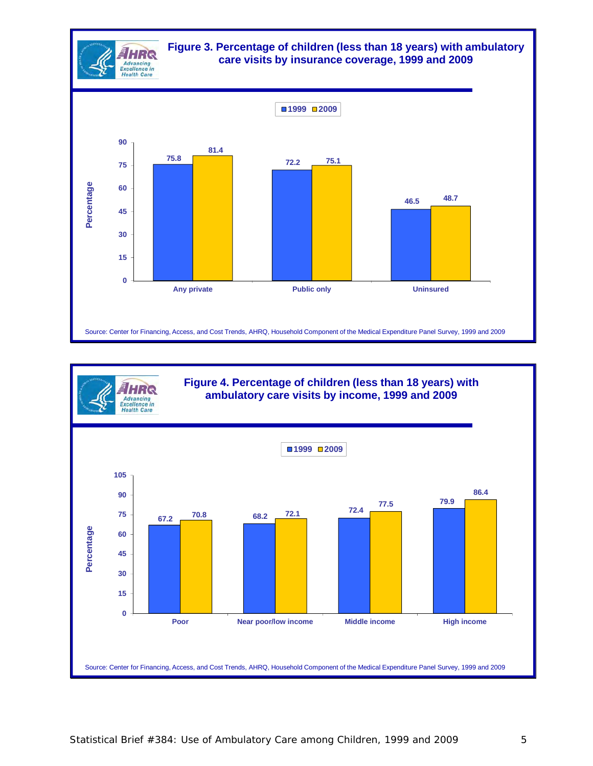**Figure 3. Percentage of children (less than 18 years) with ambulatory care visits by insurance coverage, 1999 and 2009**

1999 2009

Percentage

90
75
60
45
30
15
0

75.8 81.4
72.2 75.1
46.5 48.7

Any private
Public only
Uninsured

Source: Center for Financing, Access, and Cost Trends, AHRQ, Household Component of the Medical Expenditure Panel Survey, 1999 and 2009

**Figure 4. Percentage of children (less than 18 years) with ambulatory care visits by income, 1999 and 2009**

1999 2009

Percentage

105
90
75
60
45
30
15
0

67.2 70.8
68.2 72.1
72.4 77.5
79.9 86.4

Poor
Near poor/low income
Middle income
High income

Source: Center for Financing, Access, and Cost Trends, AHRQ, Household Component of the Medical Expenditure Panel Survey, 1999 and 2009